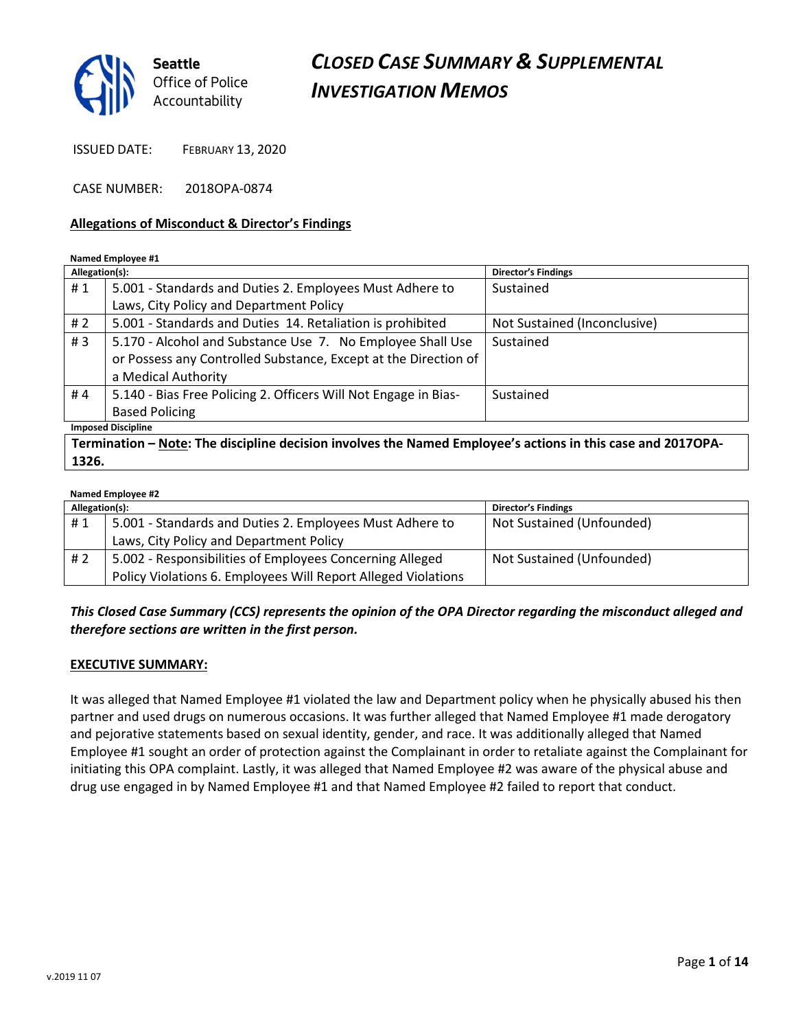Seattle Office of Police Accountability

# CLOSED CASE SUMMARY & SUPPLEMENTAL INVESTIGATION MEMOS

ISSUED DATE: FEBRUARY 13, 2020

CASE NUMBER: 2018OPA-0874

## Allegations of Misconduct & Director's Findings

**Named Employee #1**

| Allegation(s): | | Director's Findings |
|---|---|---|
| # 1 | 5.001 - Standards and Duties 2. Employees Must Adhere to Laws, City Policy and Department Policy | Sustained |
| # 2 | 5.001 - Standards and Duties 14. Retaliation is prohibited | Not Sustained (Inconclusive) |
| # 3 | 5.170 - Alcohol and Substance Use 7. No Employee Shall Use or Possess any Controlled Substance, Except at the Direction of a Medical Authority | Sustained |
| # 4 | 5.140 - Bias Free Policing 2. Officers Will Not Engage in Bias-Based Policing | Sustained |

**Imposed Discipline**

**Termination – Note: The discipline decision involves the Named Employee's actions in this case and 2017OPA-1326.**

**Named Employee #2**

| Allegation(s): | | Director's Findings |
|---|---|---|
| # 1 | 5.001 - Standards and Duties 2. Employees Must Adhere to Laws, City Policy and Department Policy | Not Sustained (Unfounded) |
| # 2 | 5.002 - Responsibilities of Employees Concerning Alleged Policy Violations 6. Employees Will Report Alleged Violations | Not Sustained (Unfounded) |

***This Closed Case Summary (CCS) represents the opinion of the OPA Director regarding the misconduct alleged and therefore sections are written in the first person.***

### EXECUTIVE SUMMARY:

It was alleged that Named Employee #1 violated the law and Department policy when he physically abused his then partner and used drugs on numerous occasions. It was further alleged that Named Employee #1 made derogatory and pejorative statements based on sexual identity, gender, and race. It was additionally alleged that Named Employee #1 sought an order of protection against the Complainant in order to retaliate against the Complainant for initiating this OPA complaint. Lastly, it was alleged that Named Employee #2 was aware of the physical abuse and drug use engaged in by Named Employee #1 and that Named Employee #2 failed to report that conduct.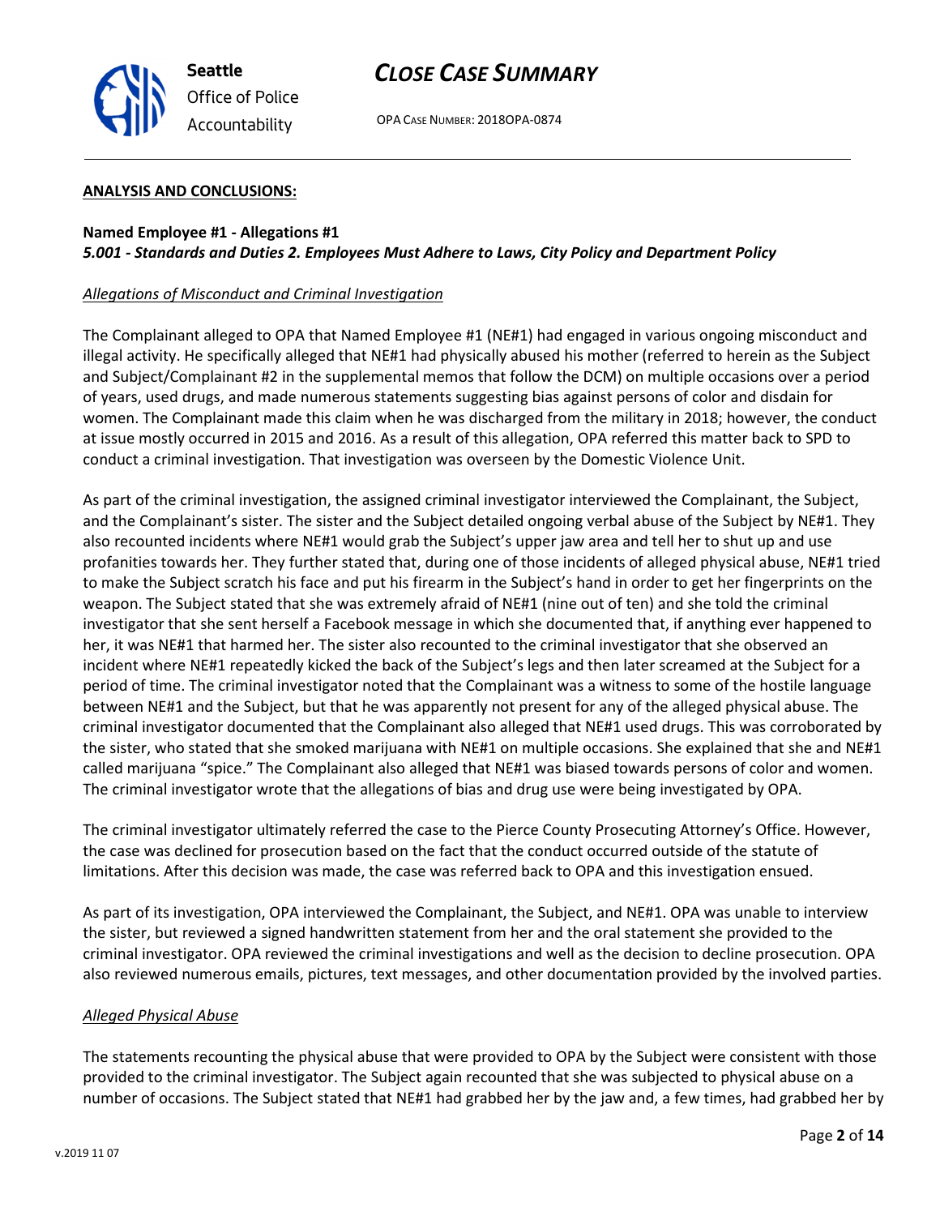**ANALYSIS AND CONCLUSIONS:**

**Named Employee #1 - Allegations #1**
***5.001 - Standards and Duties 2. Employees Must Adhere to Laws, City Policy and Department Policy***

*Allegations of Misconduct and Criminal Investigation*

The Complainant alleged to OPA that Named Employee #1 (NE#1) had engaged in various ongoing misconduct and illegal activity. He specifically alleged that NE#1 had physically abused his mother (referred to herein as the Subject and Subject/Complainant #2 in the supplemental memos that follow the DCM) on multiple occasions over a period of years, used drugs, and made numerous statements suggesting bias against persons of color and disdain for women. The Complainant made this claim when he was discharged from the military in 2018; however, the conduct at issue mostly occurred in 2015 and 2016. As a result of this allegation, OPA referred this matter back to SPD to conduct a criminal investigation. That investigation was overseen by the Domestic Violence Unit.

As part of the criminal investigation, the assigned criminal investigator interviewed the Complainant, the Subject, and the Complainant's sister. The sister and the Subject detailed ongoing verbal abuse of the Subject by NE#1. They also recounted incidents where NE#1 would grab the Subject's upper jaw area and tell her to shut up and use profanities towards her. They further stated that, during one of those incidents of alleged physical abuse, NE#1 tried to make the Subject scratch his face and put his firearm in the Subject's hand in order to get her fingerprints on the weapon. The Subject stated that she was extremely afraid of NE#1 (nine out of ten) and she told the criminal investigator that she sent herself a Facebook message in which she documented that, if anything ever happened to her, it was NE#1 that harmed her. The sister also recounted to the criminal investigator that she observed an incident where NE#1 repeatedly kicked the back of the Subject's legs and then later screamed at the Subject for a period of time. The criminal investigator noted that the Complainant was a witness to some of the hostile language between NE#1 and the Subject, but that he was apparently not present for any of the alleged physical abuse. The criminal investigator documented that the Complainant also alleged that NE#1 used drugs. This was corroborated by the sister, who stated that she smoked marijuana with NE#1 on multiple occasions. She explained that she and NE#1 called marijuana "spice." The Complainant also alleged that NE#1 was biased towards persons of color and women. The criminal investigator wrote that the allegations of bias and drug use were being investigated by OPA.

The criminal investigator ultimately referred the case to the Pierce County Prosecuting Attorney's Office. However, the case was declined for prosecution based on the fact that the conduct occurred outside of the statute of limitations. After this decision was made, the case was referred back to OPA and this investigation ensued.

As part of its investigation, OPA interviewed the Complainant, the Subject, and NE#1. OPA was unable to interview the sister, but reviewed a signed handwritten statement from her and the oral statement she provided to the criminal investigator. OPA reviewed the criminal investigations and well as the decision to decline prosecution. OPA also reviewed numerous emails, pictures, text messages, and other documentation provided by the involved parties.

*Alleged Physical Abuse*

The statements recounting the physical abuse that were provided to OPA by the Subject were consistent with those provided to the criminal investigator. The Subject again recounted that she was subjected to physical abuse on a number of occasions. The Subject stated that NE#1 had grabbed her by the jaw and, a few times, had grabbed her by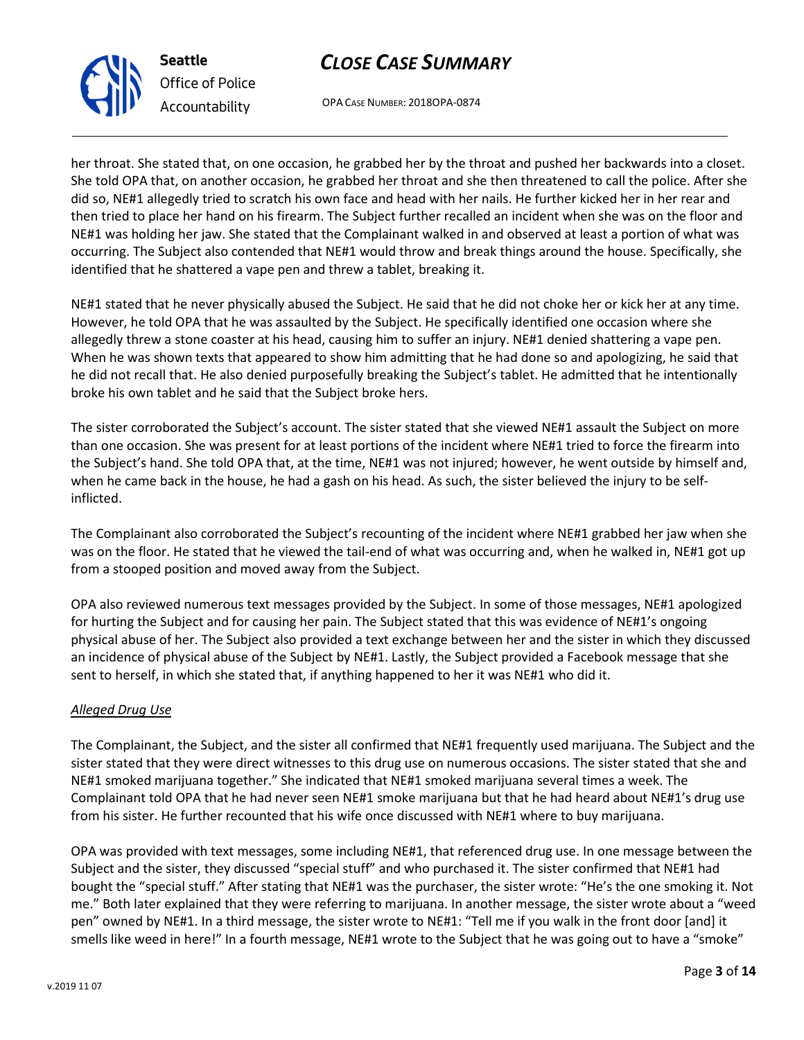her throat. She stated that, on one occasion, he grabbed her by the throat and pushed her backwards into a closet. She told OPA that, on another occasion, he grabbed her throat and she then threatened to call the police. After she did so, NE#1 allegedly tried to scratch his own face and head with her nails. He further kicked her in her rear and then tried to place her hand on his firearm. The Subject further recalled an incident when she was on the floor and NE#1 was holding her jaw. She stated that the Complainant walked in and observed at least a portion of what was occurring. The Subject also contended that NE#1 would throw and break things around the house. Specifically, she identified that he shattered a vape pen and threw a tablet, breaking it.

NE#1 stated that he never physically abused the Subject. He said that he did not choke her or kick her at any time. However, he told OPA that he was assaulted by the Subject. He specifically identified one occasion where she allegedly threw a stone coaster at his head, causing him to suffer an injury. NE#1 denied shattering a vape pen. When he was shown texts that appeared to show him admitting that he had done so and apologizing, he said that he did not recall that. He also denied purposefully breaking the Subject's tablet. He admitted that he intentionally broke his own tablet and he said that the Subject broke hers.

The sister corroborated the Subject's account. The sister stated that she viewed NE#1 assault the Subject on more than one occasion. She was present for at least portions of the incident where NE#1 tried to force the firearm into the Subject's hand. She told OPA that, at the time, NE#1 was not injured; however, he went outside by himself and, when he came back in the house, he had a gash on his head. As such, the sister believed the injury to be self-inflicted.

The Complainant also corroborated the Subject's recounting of the incident where NE#1 grabbed her jaw when she was on the floor. He stated that he viewed the tail-end of what was occurring and, when he walked in, NE#1 got up from a stooped position and moved away from the Subject.

OPA also reviewed numerous text messages provided by the Subject. In some of those messages, NE#1 apologized for hurting the Subject and for causing her pain. The Subject stated that this was evidence of NE#1's ongoing physical abuse of her. The Subject also provided a text exchange between her and the sister in which they discussed an incidence of physical abuse of the Subject by NE#1. Lastly, the Subject provided a Facebook message that she sent to herself, in which she stated that, if anything happened to her it was NE#1 who did it.

*Alleged Drug Use*

The Complainant, the Subject, and the sister all confirmed that NE#1 frequently used marijuana. The Subject and the sister stated that they were direct witnesses to this drug use on numerous occasions. The sister stated that she and NE#1 smoked marijuana together." She indicated that NE#1 smoked marijuana several times a week. The Complainant told OPA that he had never seen NE#1 smoke marijuana but that he had heard about NE#1's drug use from his sister. He further recounted that his wife once discussed with NE#1 where to buy marijuana.

OPA was provided with text messages, some including NE#1, that referenced drug use. In one message between the Subject and the sister, they discussed "special stuff" and who purchased it. The sister confirmed that NE#1 had bought the "special stuff." After stating that NE#1 was the purchaser, the sister wrote: "He's the one smoking it. Not me." Both later explained that they were referring to marijuana. In another message, the sister wrote about a "weed pen" owned by NE#1. In a third message, the sister wrote to NE#1: "Tell me if you walk in the front door [and] it smells like weed in here!" In a fourth message, NE#1 wrote to the Subject that he was going out to have a "smoke"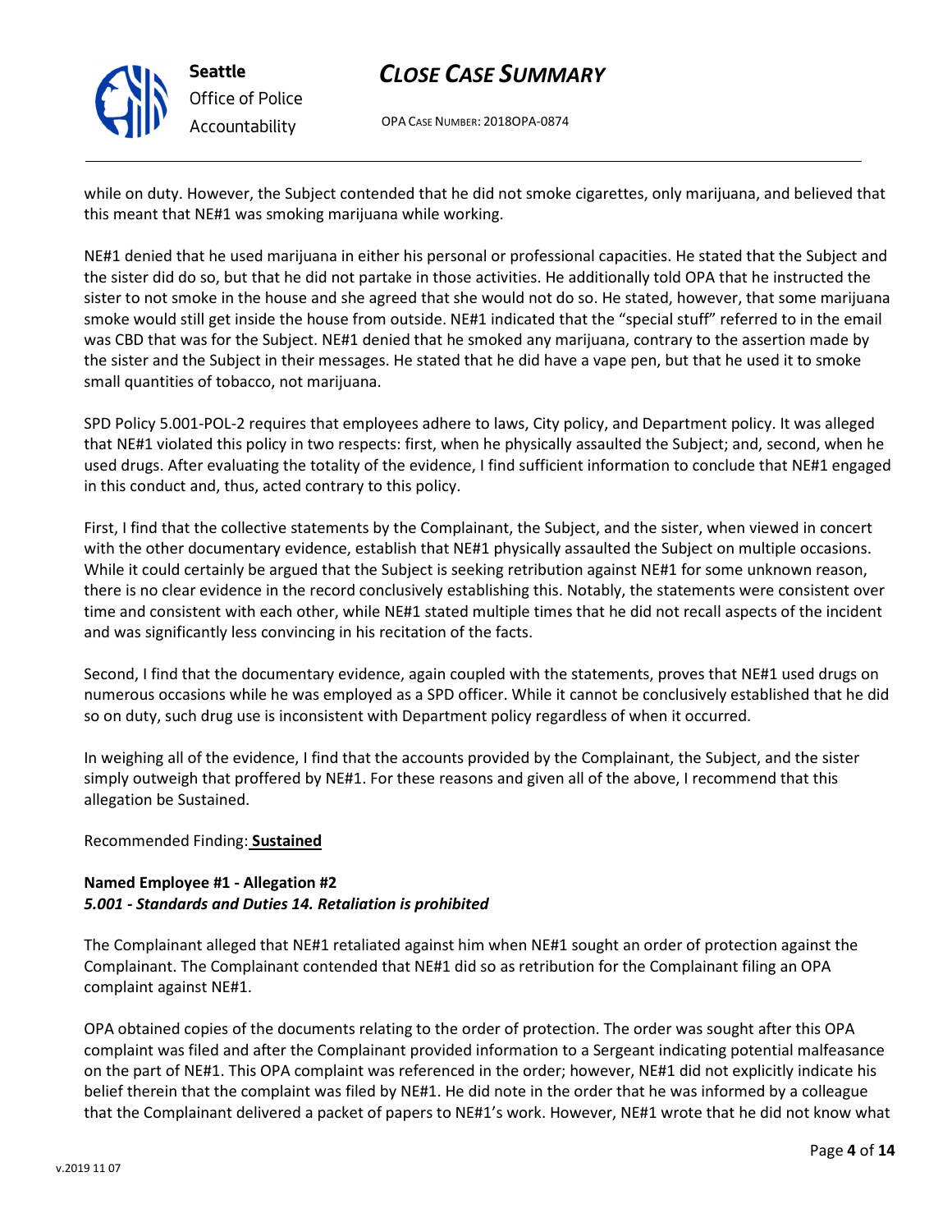while on duty. However, the Subject contended that he did not smoke cigarettes, only marijuana, and believed that this meant that NE#1 was smoking marijuana while working.

NE#1 denied that he used marijuana in either his personal or professional capacities. He stated that the Subject and the sister did do so, but that he did not partake in those activities. He additionally told OPA that he instructed the sister to not smoke in the house and she agreed that she would not do so. He stated, however, that some marijuana smoke would still get inside the house from outside. NE#1 indicated that the "special stuff" referred to in the email was CBD that was for the Subject. NE#1 denied that he smoked any marijuana, contrary to the assertion made by the sister and the Subject in their messages. He stated that he did have a vape pen, but that he used it to smoke small quantities of tobacco, not marijuana.

SPD Policy 5.001-POL-2 requires that employees adhere to laws, City policy, and Department policy. It was alleged that NE#1 violated this policy in two respects: first, when he physically assaulted the Subject; and, second, when he used drugs. After evaluating the totality of the evidence, I find sufficient information to conclude that NE#1 engaged in this conduct and, thus, acted contrary to this policy.

First, I find that the collective statements by the Complainant, the Subject, and the sister, when viewed in concert with the other documentary evidence, establish that NE#1 physically assaulted the Subject on multiple occasions. While it could certainly be argued that the Subject is seeking retribution against NE#1 for some unknown reason, there is no clear evidence in the record conclusively establishing this. Notably, the statements were consistent over time and consistent with each other, while NE#1 stated multiple times that he did not recall aspects of the incident and was significantly less convincing in his recitation of the facts.

Second, I find that the documentary evidence, again coupled with the statements, proves that NE#1 used drugs on numerous occasions while he was employed as a SPD officer. While it cannot be conclusively established that he did so on duty, such drug use is inconsistent with Department policy regardless of when it occurred.

In weighing all of the evidence, I find that the accounts provided by the Complainant, the Subject, and the sister simply outweigh that proffered by NE#1. For these reasons and given all of the above, I recommend that this allegation be Sustained.

Recommended Finding: **Sustained**

**Named Employee #1 - Allegation #2**
***5.001 - Standards and Duties 14. Retaliation is prohibited***

The Complainant alleged that NE#1 retaliated against him when NE#1 sought an order of protection against the Complainant. The Complainant contended that NE#1 did so as retribution for the Complainant filing an OPA complaint against NE#1.

OPA obtained copies of the documents relating to the order of protection. The order was sought after this OPA complaint was filed and after the Complainant provided information to a Sergeant indicating potential malfeasance on the part of NE#1. This OPA complaint was referenced in the order; however, NE#1 did not explicitly indicate his belief therein that the complaint was filed by NE#1. He did note in the order that he was informed by a colleague that the Complainant delivered a packet of papers to NE#1's work. However, NE#1 wrote that he did not know what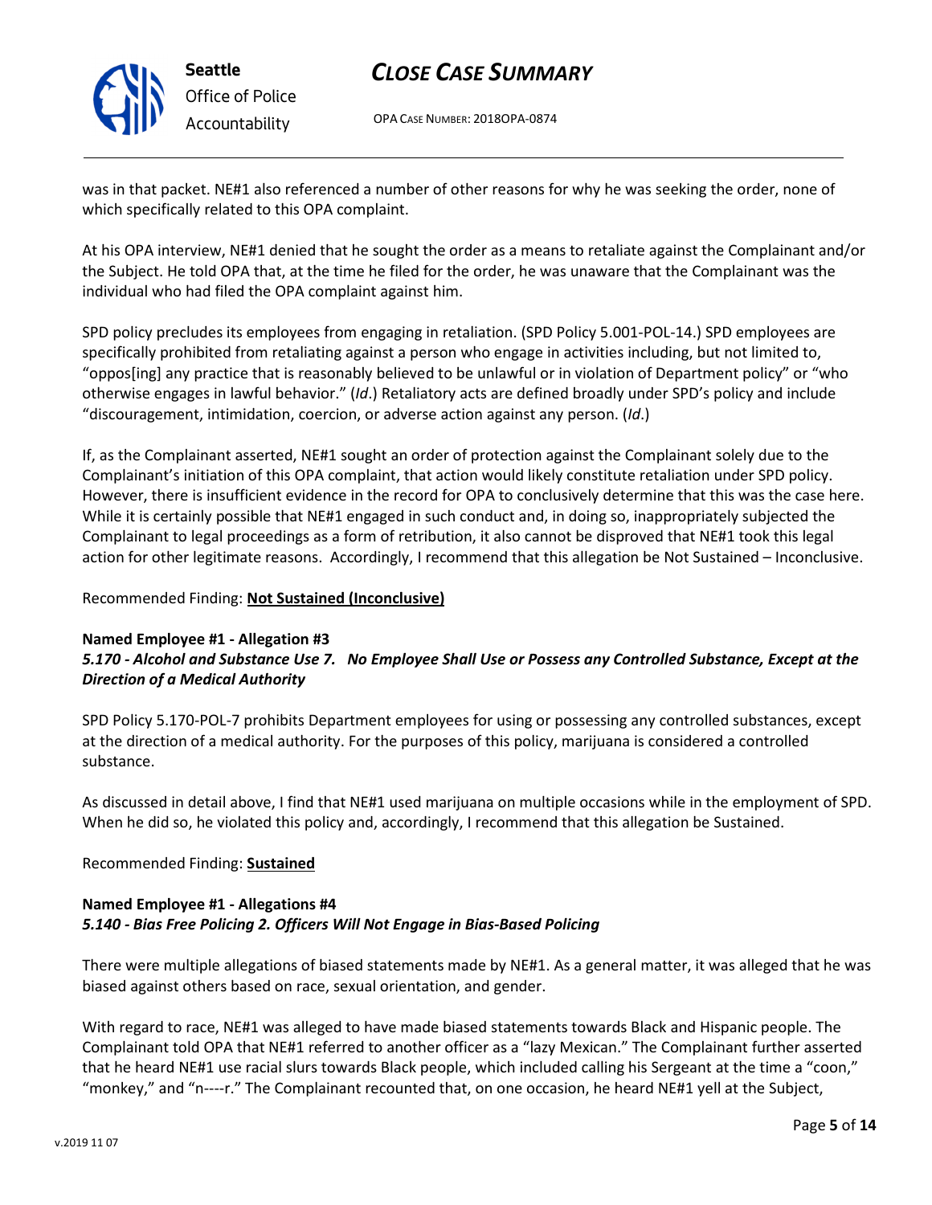was in that packet. NE#1 also referenced a number of other reasons for why he was seeking the order, none of which specifically related to this OPA complaint.

At his OPA interview, NE#1 denied that he sought the order as a means to retaliate against the Complainant and/or the Subject. He told OPA that, at the time he filed for the order, he was unaware that the Complainant was the individual who had filed the OPA complaint against him.

SPD policy precludes its employees from engaging in retaliation. (SPD Policy 5.001-POL-14.) SPD employees are specifically prohibited from retaliating against a person who engage in activities including, but not limited to, "oppos[ing] any practice that is reasonably believed to be unlawful or in violation of Department policy" or "who otherwise engages in lawful behavior." (*Id*.) Retaliatory acts are defined broadly under SPD's policy and include "discouragement, intimidation, coercion, or adverse action against any person. (*Id*.)

If, as the Complainant asserted, NE#1 sought an order of protection against the Complainant solely due to the Complainant's initiation of this OPA complaint, that action would likely constitute retaliation under SPD policy. However, there is insufficient evidence in the record for OPA to conclusively determine that this was the case here. While it is certainly possible that NE#1 engaged in such conduct and, in doing so, inappropriately subjected the Complainant to legal proceedings as a form of retribution, it also cannot be disproved that NE#1 took this legal action for other legitimate reasons. Accordingly, I recommend that this allegation be Not Sustained – Inconclusive.

Recommended Finding: **Not Sustained (Inconclusive)**

**Named Employee #1 - Allegation #3**
***5.170 - Alcohol and Substance Use 7. No Employee Shall Use or Possess any Controlled Substance, Except at the Direction of a Medical Authority***

SPD Policy 5.170-POL-7 prohibits Department employees for using or possessing any controlled substances, except at the direction of a medical authority. For the purposes of this policy, marijuana is considered a controlled substance.

As discussed in detail above, I find that NE#1 used marijuana on multiple occasions while in the employment of SPD. When he did so, he violated this policy and, accordingly, I recommend that this allegation be Sustained.

Recommended Finding: **Sustained**

**Named Employee #1 - Allegations #4**
***5.140 - Bias Free Policing 2. Officers Will Not Engage in Bias-Based Policing***

There were multiple allegations of biased statements made by NE#1. As a general matter, it was alleged that he was biased against others based on race, sexual orientation, and gender.

With regard to race, NE#1 was alleged to have made biased statements towards Black and Hispanic people. The Complainant told OPA that NE#1 referred to another officer as a "lazy Mexican." The Complainant further asserted that he heard NE#1 use racial slurs towards Black people, which included calling his Sergeant at the time a "coon," "monkey," and "n----r." The Complainant recounted that, on one occasion, he heard NE#1 yell at the Subject,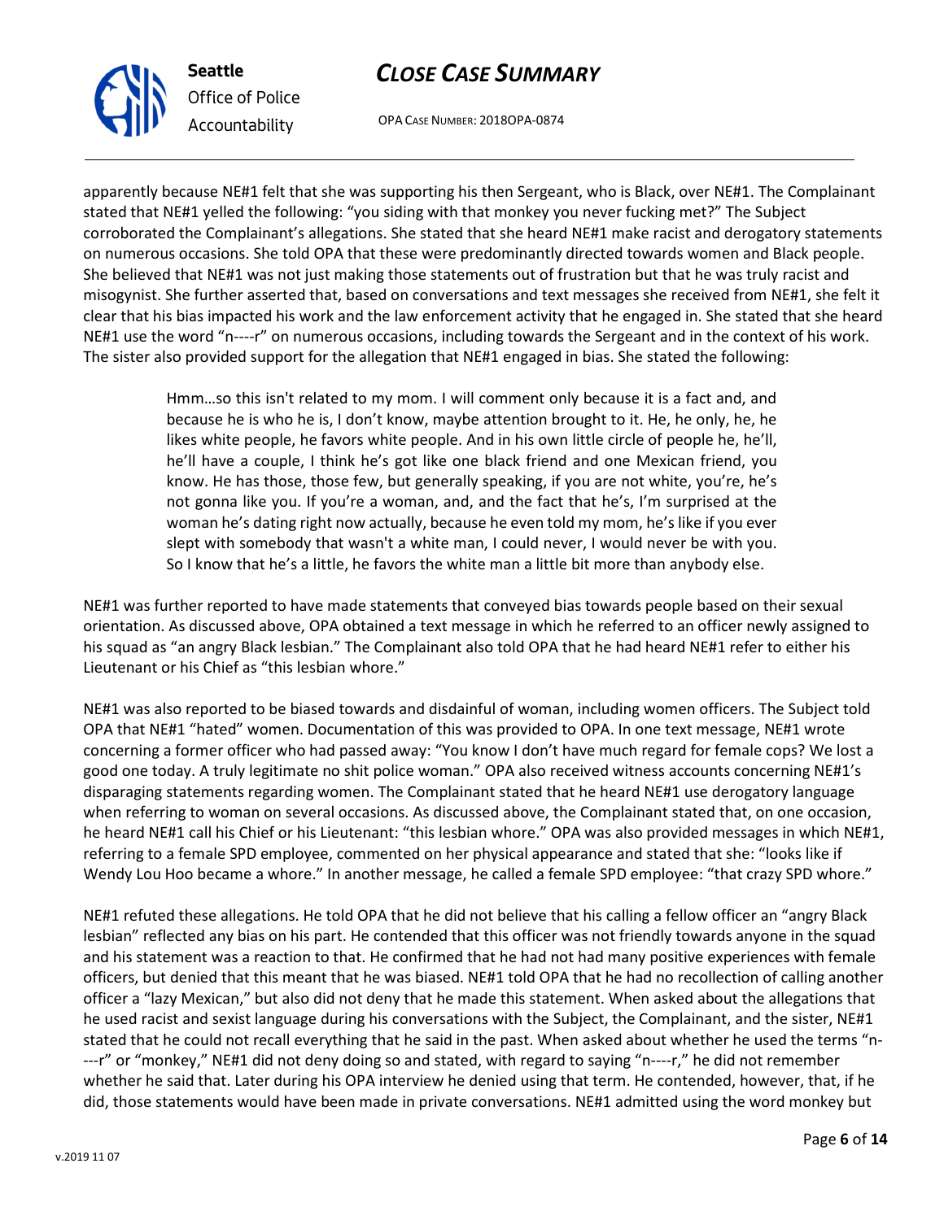apparently because NE#1 felt that she was supporting his then Sergeant, who is Black, over NE#1. The Complainant stated that NE#1 yelled the following: "you siding with that monkey you never fucking met?" The Subject corroborated the Complainant's allegations. She stated that she heard NE#1 make racist and derogatory statements on numerous occasions. She told OPA that these were predominantly directed towards women and Black people. She believed that NE#1 was not just making those statements out of frustration but that he was truly racist and misogynist. She further asserted that, based on conversations and text messages she received from NE#1, she felt it clear that his bias impacted his work and the law enforcement activity that he engaged in. She stated that she heard NE#1 use the word "n----r" on numerous occasions, including towards the Sergeant and in the context of his work. The sister also provided support for the allegation that NE#1 engaged in bias. She stated the following:

> Hmm…so this isn't related to my mom. I will comment only because it is a fact and, and because he is who he is, I don't know, maybe attention brought to it. He, he only, he, he likes white people, he favors white people. And in his own little circle of people he, he'll, he'll have a couple, I think he's got like one black friend and one Mexican friend, you know. He has those, those few, but generally speaking, if you are not white, you're, he's not gonna like you. If you're a woman, and, and the fact that he's, I'm surprised at the woman he's dating right now actually, because he even told my mom, he's like if you ever slept with somebody that wasn't a white man, I could never, I would never be with you. So I know that he's a little, he favors the white man a little bit more than anybody else.

NE#1 was further reported to have made statements that conveyed bias towards people based on their sexual orientation. As discussed above, OPA obtained a text message in which he referred to an officer newly assigned to his squad as "an angry Black lesbian." The Complainant also told OPA that he had heard NE#1 refer to either his Lieutenant or his Chief as "this lesbian whore."

NE#1 was also reported to be biased towards and disdainful of woman, including women officers. The Subject told OPA that NE#1 "hated" women. Documentation of this was provided to OPA. In one text message, NE#1 wrote concerning a former officer who had passed away: "You know I don't have much regard for female cops? We lost a good one today. A truly legitimate no shit police woman." OPA also received witness accounts concerning NE#1's disparaging statements regarding women. The Complainant stated that he heard NE#1 use derogatory language when referring to woman on several occasions. As discussed above, the Complainant stated that, on one occasion, he heard NE#1 call his Chief or his Lieutenant: "this lesbian whore." OPA was also provided messages in which NE#1, referring to a female SPD employee, commented on her physical appearance and stated that she: "looks like if Wendy Lou Hoo became a whore." In another message, he called a female SPD employee: "that crazy SPD whore."

NE#1 refuted these allegations. He told OPA that he did not believe that his calling a fellow officer an "angry Black lesbian" reflected any bias on his part. He contended that this officer was not friendly towards anyone in the squad and his statement was a reaction to that. He confirmed that he had not had many positive experiences with female officers, but denied that this meant that he was biased. NE#1 told OPA that he had no recollection of calling another officer a "lazy Mexican," but also did not deny that he made this statement. When asked about the allegations that he used racist and sexist language during his conversations with the Subject, the Complainant, and the sister, NE#1 stated that he could not recall everything that he said in the past. When asked about whether he used the terms "n----r" or "monkey," NE#1 did not deny doing so and stated, with regard to saying "n----r," he did not remember whether he said that. Later during his OPA interview he denied using that term. He contended, however, that, if he did, those statements would have been made in private conversations. NE#1 admitted using the word monkey but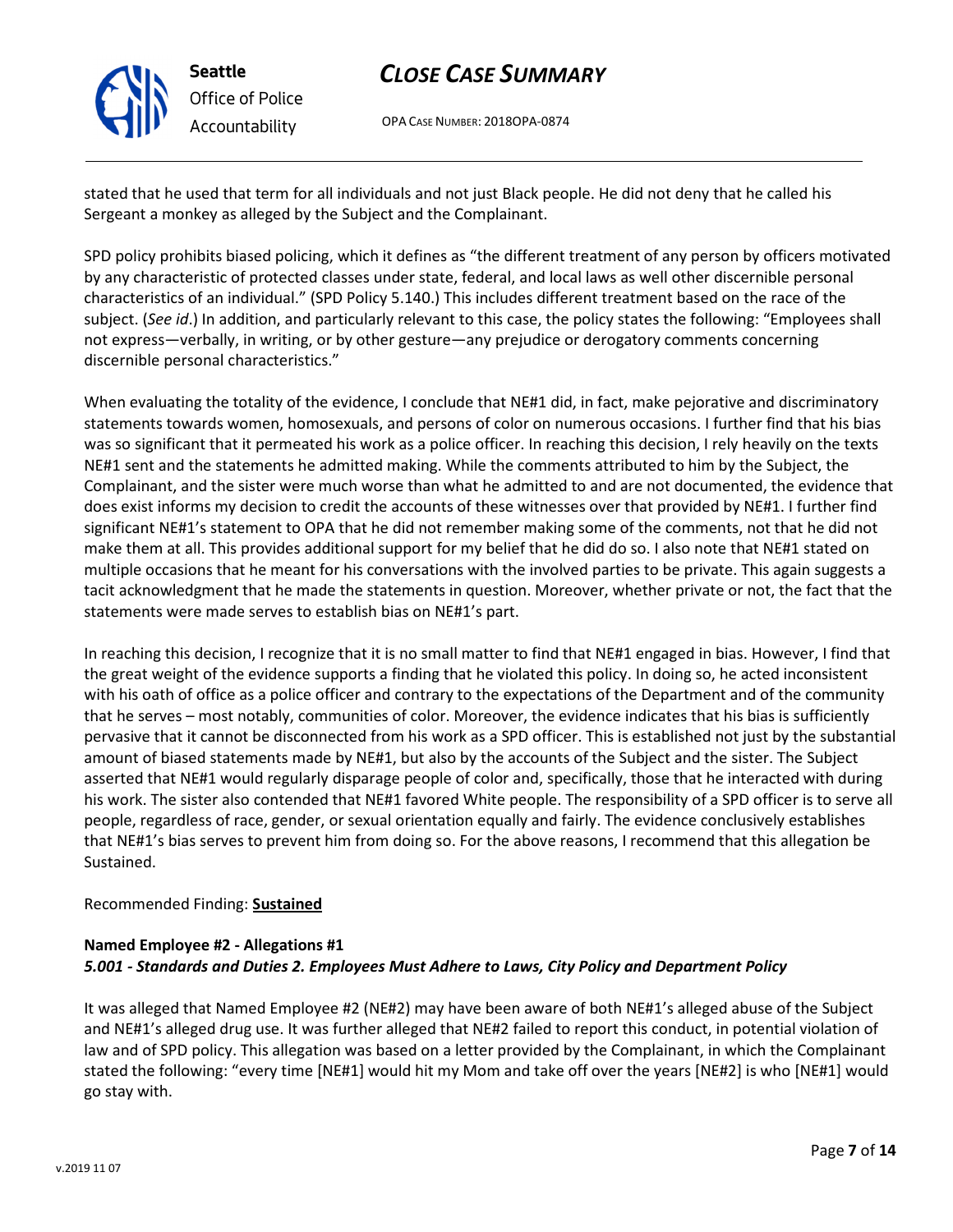stated that he used that term for all individuals and not just Black people. He did not deny that he called his Sergeant a monkey as alleged by the Subject and the Complainant.

SPD policy prohibits biased policing, which it defines as "the different treatment of any person by officers motivated by any characteristic of protected classes under state, federal, and local laws as well other discernible personal characteristics of an individual." (SPD Policy 5.140.) This includes different treatment based on the race of the subject. (*See id*.) In addition, and particularly relevant to this case, the policy states the following: "Employees shall not express—verbally, in writing, or by other gesture—any prejudice or derogatory comments concerning discernible personal characteristics."

When evaluating the totality of the evidence, I conclude that NE#1 did, in fact, make pejorative and discriminatory statements towards women, homosexuals, and persons of color on numerous occasions. I further find that his bias was so significant that it permeated his work as a police officer. In reaching this decision, I rely heavily on the texts NE#1 sent and the statements he admitted making. While the comments attributed to him by the Subject, the Complainant, and the sister were much worse than what he admitted to and are not documented, the evidence that does exist informs my decision to credit the accounts of these witnesses over that provided by NE#1. I further find significant NE#1's statement to OPA that he did not remember making some of the comments, not that he did not make them at all. This provides additional support for my belief that he did do so. I also note that NE#1 stated on multiple occasions that he meant for his conversations with the involved parties to be private. This again suggests a tacit acknowledgment that he made the statements in question. Moreover, whether private or not, the fact that the statements were made serves to establish bias on NE#1's part.

In reaching this decision, I recognize that it is no small matter to find that NE#1 engaged in bias. However, I find that the great weight of the evidence supports a finding that he violated this policy. In doing so, he acted inconsistent with his oath of office as a police officer and contrary to the expectations of the Department and of the community that he serves – most notably, communities of color. Moreover, the evidence indicates that his bias is sufficiently pervasive that it cannot be disconnected from his work as a SPD officer. This is established not just by the substantial amount of biased statements made by NE#1, but also by the accounts of the Subject and the sister. The Subject asserted that NE#1 would regularly disparage people of color and, specifically, those that he interacted with during his work. The sister also contended that NE#1 favored White people. The responsibility of a SPD officer is to serve all people, regardless of race, gender, or sexual orientation equally and fairly. The evidence conclusively establishes that NE#1's bias serves to prevent him from doing so. For the above reasons, I recommend that this allegation be Sustained.

Recommended Finding: **Sustained**

**Named Employee #2 - Allegations #1**
***5.001 - Standards and Duties 2. Employees Must Adhere to Laws, City Policy and Department Policy***

It was alleged that Named Employee #2 (NE#2) may have been aware of both NE#1's alleged abuse of the Subject and NE#1's alleged drug use. It was further alleged that NE#2 failed to report this conduct, in potential violation of law and of SPD policy. This allegation was based on a letter provided by the Complainant, in which the Complainant stated the following: "every time [NE#1] would hit my Mom and take off over the years [NE#2] is who [NE#1] would go stay with.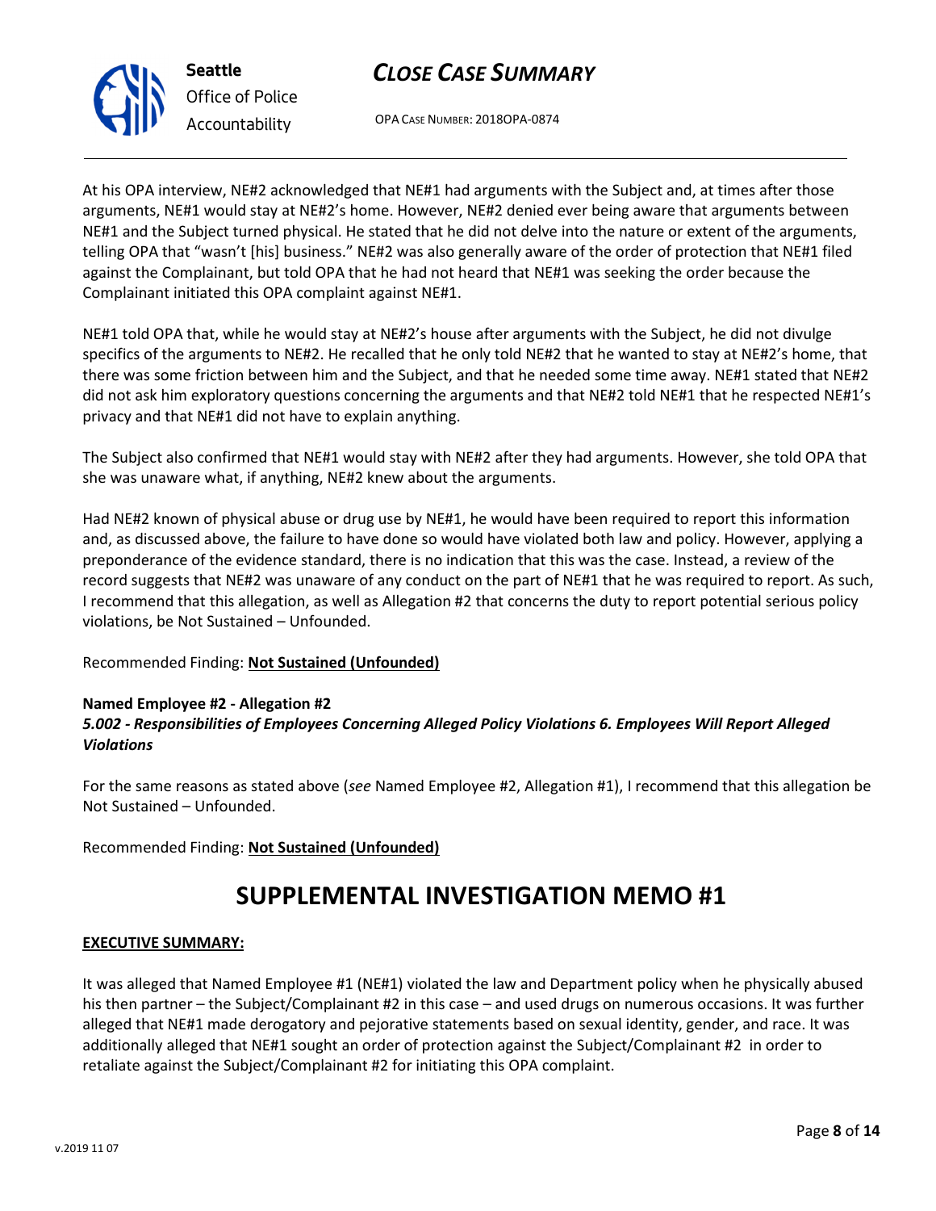At his OPA interview, NE#2 acknowledged that NE#1 had arguments with the Subject and, at times after those arguments, NE#1 would stay at NE#2's home. However, NE#2 denied ever being aware that arguments between NE#1 and the Subject turned physical. He stated that he did not delve into the nature or extent of the arguments, telling OPA that "wasn't [his] business." NE#2 was also generally aware of the order of protection that NE#1 filed against the Complainant, but told OPA that he had not heard that NE#1 was seeking the order because the Complainant initiated this OPA complaint against NE#1.

NE#1 told OPA that, while he would stay at NE#2's house after arguments with the Subject, he did not divulge specifics of the arguments to NE#2. He recalled that he only told NE#2 that he wanted to stay at NE#2's home, that there was some friction between him and the Subject, and that he needed some time away. NE#1 stated that NE#2 did not ask him exploratory questions concerning the arguments and that NE#2 told NE#1 that he respected NE#1's privacy and that NE#1 did not have to explain anything.

The Subject also confirmed that NE#1 would stay with NE#2 after they had arguments. However, she told OPA that she was unaware what, if anything, NE#2 knew about the arguments.

Had NE#2 known of physical abuse or drug use by NE#1, he would have been required to report this information and, as discussed above, the failure to have done so would have violated both law and policy. However, applying a preponderance of the evidence standard, there is no indication that this was the case. Instead, a review of the record suggests that NE#2 was unaware of any conduct on the part of NE#1 that he was required to report. As such, I recommend that this allegation, as well as Allegation #2 that concerns the duty to report potential serious policy violations, be Not Sustained – Unfounded.

Recommended Finding: **Not Sustained (Unfounded)**

**Named Employee #2 - Allegation #2**
***5.002 - Responsibilities of Employees Concerning Alleged Policy Violations 6. Employees Will Report Alleged Violations***

For the same reasons as stated above (*see* Named Employee #2, Allegation #1), I recommend that this allegation be Not Sustained – Unfounded.

Recommended Finding: **Not Sustained (Unfounded)**

# SUPPLEMENTAL INVESTIGATION MEMO #1

**EXECUTIVE SUMMARY:**

It was alleged that Named Employee #1 (NE#1) violated the law and Department policy when he physically abused his then partner – the Subject/Complainant #2 in this case – and used drugs on numerous occasions. It was further alleged that NE#1 made derogatory and pejorative statements based on sexual identity, gender, and race. It was additionally alleged that NE#1 sought an order of protection against the Subject/Complainant #2 in order to retaliate against the Subject/Complainant #2 for initiating this OPA complaint.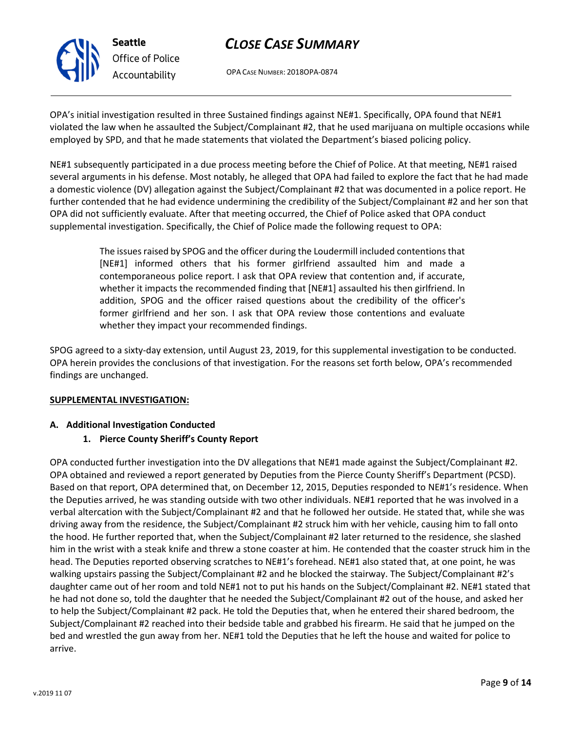OPA's initial investigation resulted in three Sustained findings against NE#1. Specifically, OPA found that NE#1 violated the law when he assaulted the Subject/Complainant #2, that he used marijuana on multiple occasions while employed by SPD, and that he made statements that violated the Department's biased policing policy.

NE#1 subsequently participated in a due process meeting before the Chief of Police. At that meeting, NE#1 raised several arguments in his defense. Most notably, he alleged that OPA had failed to explore the fact that he had made a domestic violence (DV) allegation against the Subject/Complainant #2 that was documented in a police report. He further contended that he had evidence undermining the credibility of the Subject/Complainant #2 and her son that OPA did not sufficiently evaluate. After that meeting occurred, the Chief of Police asked that OPA conduct supplemental investigation. Specifically, the Chief of Police made the following request to OPA:

> The issues raised by SPOG and the officer during the Loudermill included contentions that [NE#1] informed others that his former girlfriend assaulted him and made a contemporaneous police report. I ask that OPA review that contention and, if accurate, whether it impacts the recommended finding that [NE#1] assaulted his then girlfriend. In addition, SPOG and the officer raised questions about the credibility of the officer's former girlfriend and her son. I ask that OPA review those contentions and evaluate whether they impact your recommended findings.

SPOG agreed to a sixty-day extension, until August 23, 2019, for this supplemental investigation to be conducted. OPA herein provides the conclusions of that investigation. For the reasons set forth below, OPA's recommended findings are unchanged.

## SUPPLEMENTAL INVESTIGATION:

### A. Additional Investigation Conducted

#### 1. Pierce County Sheriff's County Report

OPA conducted further investigation into the DV allegations that NE#1 made against the Subject/Complainant #2. OPA obtained and reviewed a report generated by Deputies from the Pierce County Sheriff's Department (PCSD). Based on that report, OPA determined that, on December 12, 2015, Deputies responded to NE#1's residence. When the Deputies arrived, he was standing outside with two other individuals. NE#1 reported that he was involved in a verbal altercation with the Subject/Complainant #2 and that he followed her outside. He stated that, while she was driving away from the residence, the Subject/Complainant #2 struck him with her vehicle, causing him to fall onto the hood. He further reported that, when the Subject/Complainant #2 later returned to the residence, she slashed him in the wrist with a steak knife and threw a stone coaster at him. He contended that the coaster struck him in the head. The Deputies reported observing scratches to NE#1's forehead. NE#1 also stated that, at one point, he was walking upstairs passing the Subject/Complainant #2 and he blocked the stairway. The Subject/Complainant #2's daughter came out of her room and told NE#1 not to put his hands on the Subject/Complainant #2. NE#1 stated that he had not done so, told the daughter that he needed the Subject/Complainant #2 out of the house, and asked her to help the Subject/Complainant #2 pack. He told the Deputies that, when he entered their shared bedroom, the Subject/Complainant #2 reached into their bedside table and grabbed his firearm. He said that he jumped on the bed and wrestled the gun away from her. NE#1 told the Deputies that he left the house and waited for police to arrive.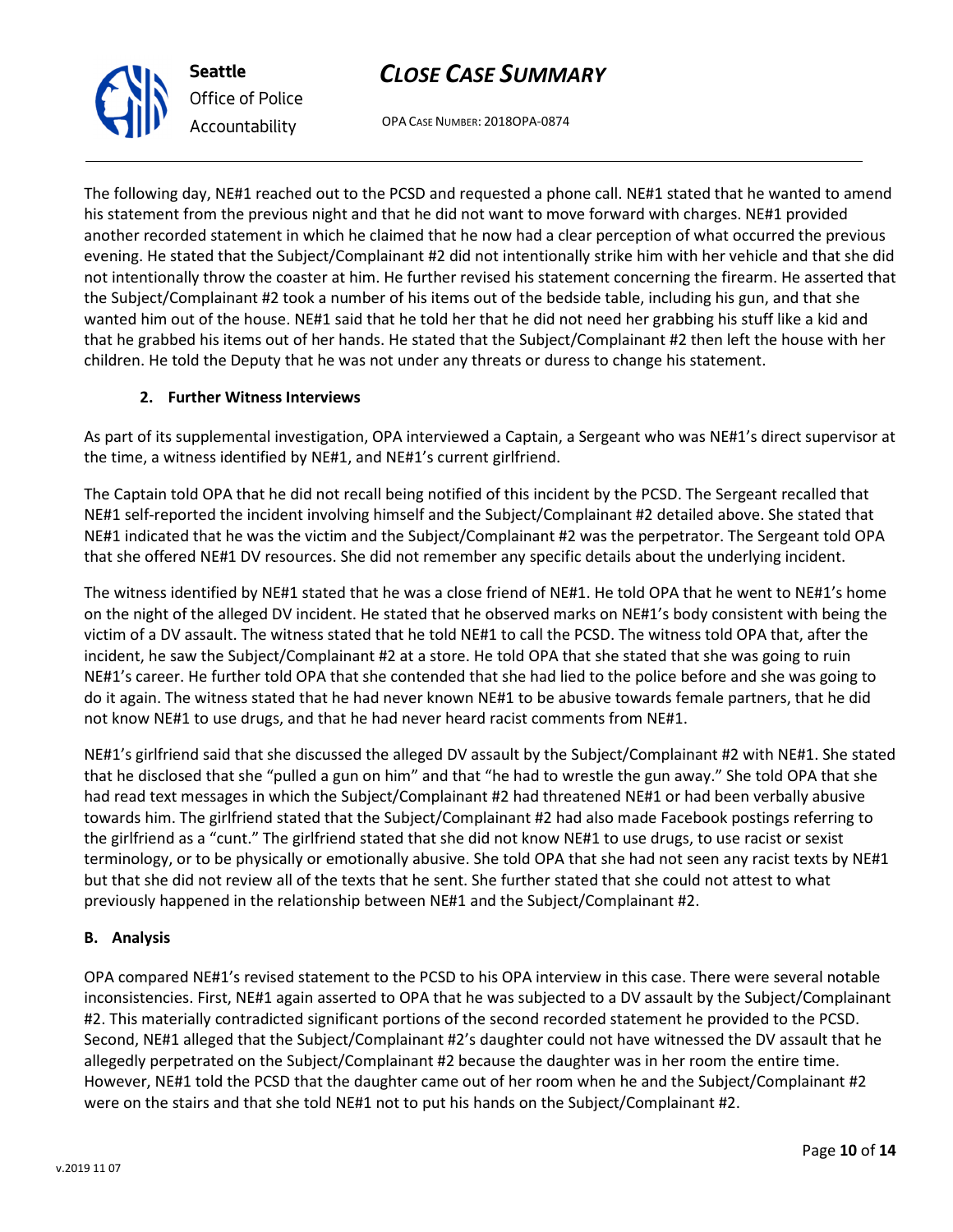The following day, NE#1 reached out to the PCSD and requested a phone call. NE#1 stated that he wanted to amend his statement from the previous night and that he did not want to move forward with charges. NE#1 provided another recorded statement in which he claimed that he now had a clear perception of what occurred the previous evening. He stated that the Subject/Complainant #2 did not intentionally strike him with her vehicle and that she did not intentionally throw the coaster at him. He further revised his statement concerning the firearm. He asserted that the Subject/Complainant #2 took a number of his items out of the bedside table, including his gun, and that she wanted him out of the house. NE#1 said that he told her that he did not need her grabbing his stuff like a kid and that he grabbed his items out of her hands. He stated that the Subject/Complainant #2 then left the house with her children. He told the Deputy that he was not under any threats or duress to change his statement.

### 2. Further Witness Interviews

As part of its supplemental investigation, OPA interviewed a Captain, a Sergeant who was NE#1's direct supervisor at the time, a witness identified by NE#1, and NE#1's current girlfriend.

The Captain told OPA that he did not recall being notified of this incident by the PCSD. The Sergeant recalled that NE#1 self-reported the incident involving himself and the Subject/Complainant #2 detailed above. She stated that NE#1 indicated that he was the victim and the Subject/Complainant #2 was the perpetrator. The Sergeant told OPA that she offered NE#1 DV resources. She did not remember any specific details about the underlying incident.

The witness identified by NE#1 stated that he was a close friend of NE#1. He told OPA that he went to NE#1's home on the night of the alleged DV incident. He stated that he observed marks on NE#1's body consistent with being the victim of a DV assault. The witness stated that he told NE#1 to call the PCSD. The witness told OPA that, after the incident, he saw the Subject/Complainant #2 at a store. He told OPA that she stated that she was going to ruin NE#1's career. He further told OPA that she contended that she had lied to the police before and she was going to do it again. The witness stated that he had never known NE#1 to be abusive towards female partners, that he did not know NE#1 to use drugs, and that he had never heard racist comments from NE#1.

NE#1's girlfriend said that she discussed the alleged DV assault by the Subject/Complainant #2 with NE#1. She stated that he disclosed that she "pulled a gun on him" and that "he had to wrestle the gun away." She told OPA that she had read text messages in which the Subject/Complainant #2 had threatened NE#1 or had been verbally abusive towards him. The girlfriend stated that the Subject/Complainant #2 had also made Facebook postings referring to the girlfriend as a "cunt." The girlfriend stated that she did not know NE#1 to use drugs, to use racist or sexist terminology, or to be physically or emotionally abusive. She told OPA that she had not seen any racist texts by NE#1 but that she did not review all of the texts that he sent. She further stated that she could not attest to what previously happened in the relationship between NE#1 and the Subject/Complainant #2.

## B. Analysis

OPA compared NE#1's revised statement to the PCSD to his OPA interview in this case. There were several notable inconsistencies. First, NE#1 again asserted to OPA that he was subjected to a DV assault by the Subject/Complainant #2. This materially contradicted significant portions of the second recorded statement he provided to the PCSD. Second, NE#1 alleged that the Subject/Complainant #2's daughter could not have witnessed the DV assault that he allegedly perpetrated on the Subject/Complainant #2 because the daughter was in her room the entire time. However, NE#1 told the PCSD that the daughter came out of her room when he and the Subject/Complainant #2 were on the stairs and that she told NE#1 not to put his hands on the Subject/Complainant #2.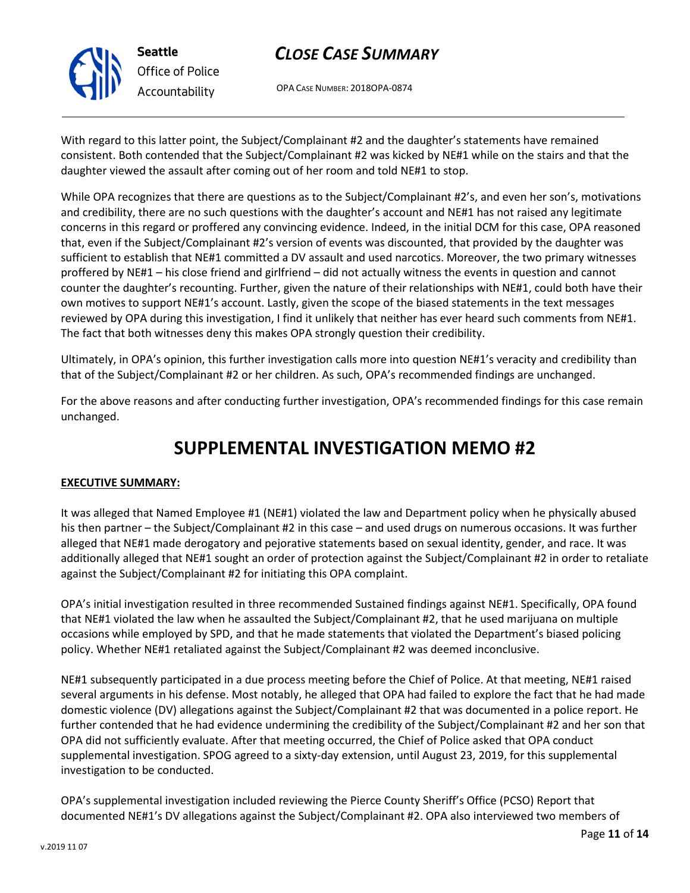With regard to this latter point, the Subject/Complainant #2 and the daughter's statements have remained consistent. Both contended that the Subject/Complainant #2 was kicked by NE#1 while on the stairs and that the daughter viewed the assault after coming out of her room and told NE#1 to stop.

While OPA recognizes that there are questions as to the Subject/Complainant #2's, and even her son's, motivations and credibility, there are no such questions with the daughter's account and NE#1 has not raised any legitimate concerns in this regard or proffered any convincing evidence. Indeed, in the initial DCM for this case, OPA reasoned that, even if the Subject/Complainant #2's version of events was discounted, that provided by the daughter was sufficient to establish that NE#1 committed a DV assault and used narcotics. Moreover, the two primary witnesses proffered by NE#1 – his close friend and girlfriend – did not actually witness the events in question and cannot counter the daughter's recounting. Further, given the nature of their relationships with NE#1, could both have their own motives to support NE#1's account. Lastly, given the scope of the biased statements in the text messages reviewed by OPA during this investigation, I find it unlikely that neither has ever heard such comments from NE#1. The fact that both witnesses deny this makes OPA strongly question their credibility.

Ultimately, in OPA's opinion, this further investigation calls more into question NE#1's veracity and credibility than that of the Subject/Complainant #2 or her children. As such, OPA's recommended findings are unchanged.

For the above reasons and after conducting further investigation, OPA's recommended findings for this case remain unchanged.

# SUPPLEMENTAL INVESTIGATION MEMO #2

**EXECUTIVE SUMMARY:**

It was alleged that Named Employee #1 (NE#1) violated the law and Department policy when he physically abused his then partner – the Subject/Complainant #2 in this case – and used drugs on numerous occasions. It was further alleged that NE#1 made derogatory and pejorative statements based on sexual identity, gender, and race. It was additionally alleged that NE#1 sought an order of protection against the Subject/Complainant #2 in order to retaliate against the Subject/Complainant #2 for initiating this OPA complaint.

OPA's initial investigation resulted in three recommended Sustained findings against NE#1. Specifically, OPA found that NE#1 violated the law when he assaulted the Subject/Complainant #2, that he used marijuana on multiple occasions while employed by SPD, and that he made statements that violated the Department's biased policing policy. Whether NE#1 retaliated against the Subject/Complainant #2 was deemed inconclusive.

NE#1 subsequently participated in a due process meeting before the Chief of Police. At that meeting, NE#1 raised several arguments in his defense. Most notably, he alleged that OPA had failed to explore the fact that he had made domestic violence (DV) allegations against the Subject/Complainant #2 that was documented in a police report. He further contended that he had evidence undermining the credibility of the Subject/Complainant #2 and her son that OPA did not sufficiently evaluate. After that meeting occurred, the Chief of Police asked that OPA conduct supplemental investigation. SPOG agreed to a sixty-day extension, until August 23, 2019, for this supplemental investigation to be conducted.

OPA's supplemental investigation included reviewing the Pierce County Sheriff's Office (PCSO) Report that documented NE#1's DV allegations against the Subject/Complainant #2. OPA also interviewed two members of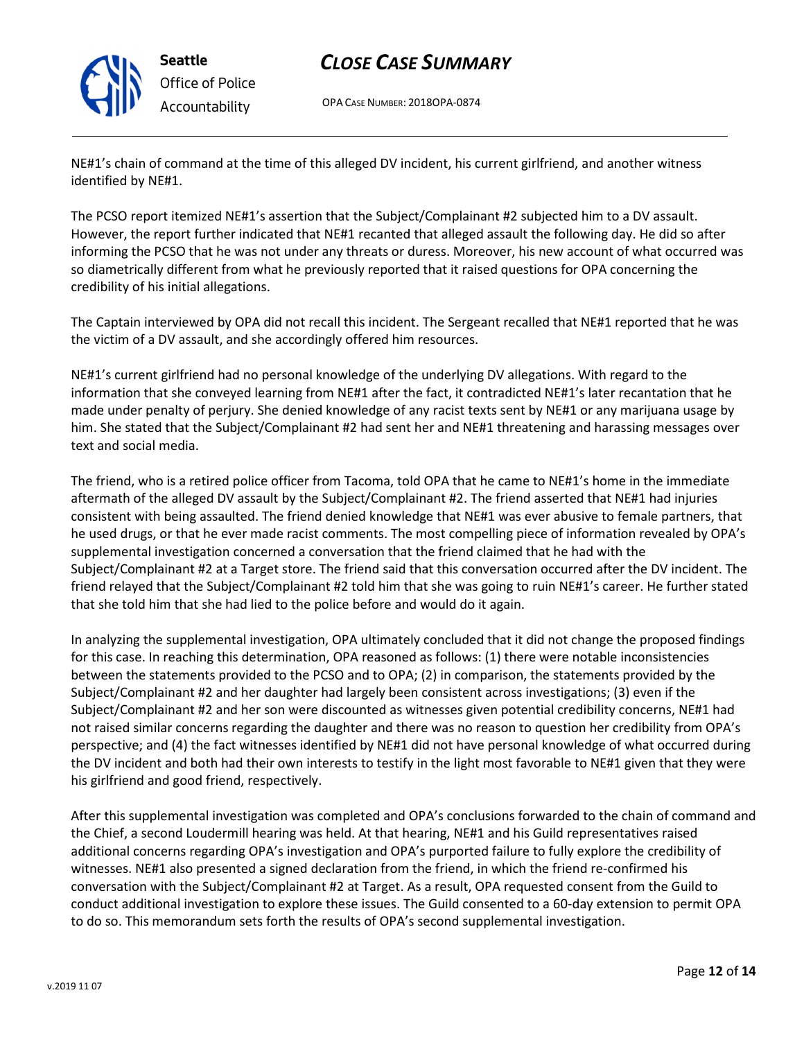NE#1's chain of command at the time of this alleged DV incident, his current girlfriend, and another witness identified by NE#1.

The PCSO report itemized NE#1's assertion that the Subject/Complainant #2 subjected him to a DV assault. However, the report further indicated that NE#1 recanted that alleged assault the following day. He did so after informing the PCSO that he was not under any threats or duress. Moreover, his new account of what occurred was so diametrically different from what he previously reported that it raised questions for OPA concerning the credibility of his initial allegations.

The Captain interviewed by OPA did not recall this incident. The Sergeant recalled that NE#1 reported that he was the victim of a DV assault, and she accordingly offered him resources.

NE#1's current girlfriend had no personal knowledge of the underlying DV allegations. With regard to the information that she conveyed learning from NE#1 after the fact, it contradicted NE#1's later recantation that he made under penalty of perjury. She denied knowledge of any racist texts sent by NE#1 or any marijuana usage by him. She stated that the Subject/Complainant #2 had sent her and NE#1 threatening and harassing messages over text and social media.

The friend, who is a retired police officer from Tacoma, told OPA that he came to NE#1's home in the immediate aftermath of the alleged DV assault by the Subject/Complainant #2. The friend asserted that NE#1 had injuries consistent with being assaulted. The friend denied knowledge that NE#1 was ever abusive to female partners, that he used drugs, or that he ever made racist comments. The most compelling piece of information revealed by OPA's supplemental investigation concerned a conversation that the friend claimed that he had with the Subject/Complainant #2 at a Target store. The friend said that this conversation occurred after the DV incident. The friend relayed that the Subject/Complainant #2 told him that she was going to ruin NE#1's career. He further stated that she told him that she had lied to the police before and would do it again.

In analyzing the supplemental investigation, OPA ultimately concluded that it did not change the proposed findings for this case. In reaching this determination, OPA reasoned as follows: (1) there were notable inconsistencies between the statements provided to the PCSO and to OPA; (2) in comparison, the statements provided by the Subject/Complainant #2 and her daughter had largely been consistent across investigations; (3) even if the Subject/Complainant #2 and her son were discounted as witnesses given potential credibility concerns, NE#1 had not raised similar concerns regarding the daughter and there was no reason to question her credibility from OPA's perspective; and (4) the fact witnesses identified by NE#1 did not have personal knowledge of what occurred during the DV incident and both had their own interests to testify in the light most favorable to NE#1 given that they were his girlfriend and good friend, respectively.

After this supplemental investigation was completed and OPA's conclusions forwarded to the chain of command and the Chief, a second Loudermill hearing was held. At that hearing, NE#1 and his Guild representatives raised additional concerns regarding OPA's investigation and OPA's purported failure to fully explore the credibility of witnesses. NE#1 also presented a signed declaration from the friend, in which the friend re-confirmed his conversation with the Subject/Complainant #2 at Target. As a result, OPA requested consent from the Guild to conduct additional investigation to explore these issues. The Guild consented to a 60-day extension to permit OPA to do so. This memorandum sets forth the results of OPA's second supplemental investigation.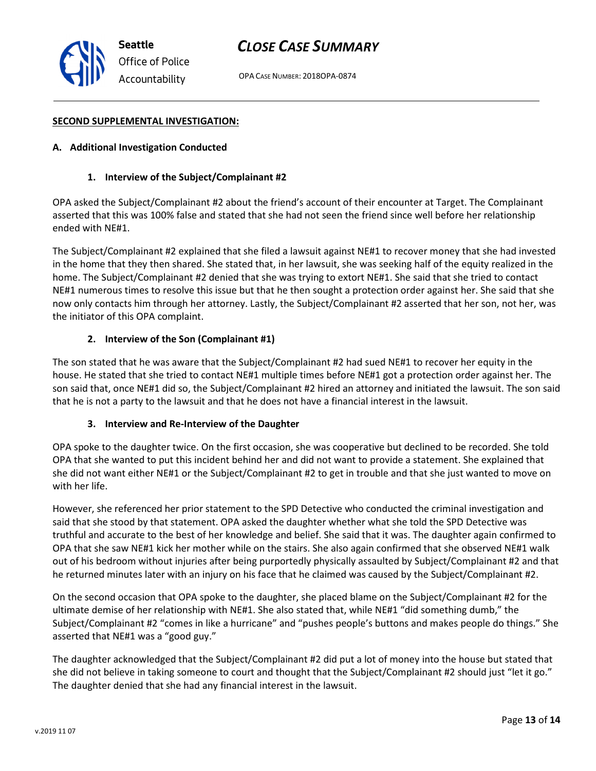**SECOND SUPPLEMENTAL INVESTIGATION:**

**A. Additional Investigation Conducted**

**1. Interview of the Subject/Complainant #2**

OPA asked the Subject/Complainant #2 about the friend's account of their encounter at Target. The Complainant asserted that this was 100% false and stated that she had not seen the friend since well before her relationship ended with NE#1.

The Subject/Complainant #2 explained that she filed a lawsuit against NE#1 to recover money that she had invested in the home that they then shared. She stated that, in her lawsuit, she was seeking half of the equity realized in the home. The Subject/Complainant #2 denied that she was trying to extort NE#1. She said that she tried to contact NE#1 numerous times to resolve this issue but that he then sought a protection order against her. She said that she now only contacts him through her attorney. Lastly, the Subject/Complainant #2 asserted that her son, not her, was the initiator of this OPA complaint.

**2. Interview of the Son (Complainant #1)**

The son stated that he was aware that the Subject/Complainant #2 had sued NE#1 to recover her equity in the house. He stated that she tried to contact NE#1 multiple times before NE#1 got a protection order against her. The son said that, once NE#1 did so, the Subject/Complainant #2 hired an attorney and initiated the lawsuit. The son said that he is not a party to the lawsuit and that he does not have a financial interest in the lawsuit.

**3. Interview and Re-Interview of the Daughter**

OPA spoke to the daughter twice. On the first occasion, she was cooperative but declined to be recorded. She told OPA that she wanted to put this incident behind her and did not want to provide a statement. She explained that she did not want either NE#1 or the Subject/Complainant #2 to get in trouble and that she just wanted to move on with her life.

However, she referenced her prior statement to the SPD Detective who conducted the criminal investigation and said that she stood by that statement. OPA asked the daughter whether what she told the SPD Detective was truthful and accurate to the best of her knowledge and belief. She said that it was. The daughter again confirmed to OPA that she saw NE#1 kick her mother while on the stairs. She also again confirmed that she observed NE#1 walk out of his bedroom without injuries after being purportedly physically assaulted by Subject/Complainant #2 and that he returned minutes later with an injury on his face that he claimed was caused by the Subject/Complainant #2.

On the second occasion that OPA spoke to the daughter, she placed blame on the Subject/Complainant #2 for the ultimate demise of her relationship with NE#1. She also stated that, while NE#1 "did something dumb," the Subject/Complainant #2 "comes in like a hurricane" and "pushes people's buttons and makes people do things." She asserted that NE#1 was a "good guy."

The daughter acknowledged that the Subject/Complainant #2 did put a lot of money into the house but stated that she did not believe in taking someone to court and thought that the Subject/Complainant #2 should just "let it go." The daughter denied that she had any financial interest in the lawsuit.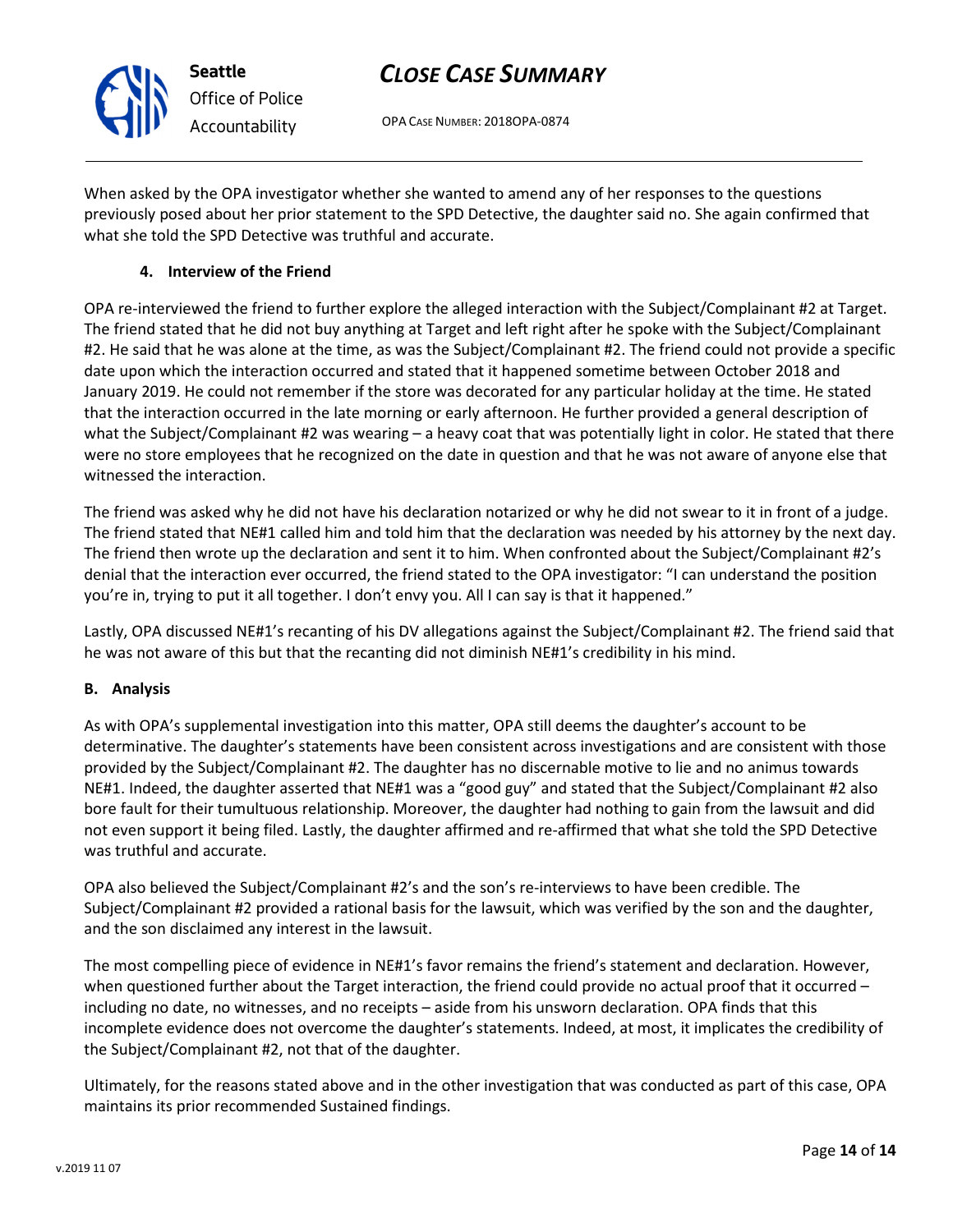When asked by the OPA investigator whether she wanted to amend any of her responses to the questions previously posed about her prior statement to the SPD Detective, the daughter said no. She again confirmed that what she told the SPD Detective was truthful and accurate.

#### 4. Interview of the Friend

OPA re-interviewed the friend to further explore the alleged interaction with the Subject/Complainant #2 at Target. The friend stated that he did not buy anything at Target and left right after he spoke with the Subject/Complainant #2. He said that he was alone at the time, as was the Subject/Complainant #2. The friend could not provide a specific date upon which the interaction occurred and stated that it happened sometime between October 2018 and January 2019. He could not remember if the store was decorated for any particular holiday at the time. He stated that the interaction occurred in the late morning or early afternoon. He further provided a general description of what the Subject/Complainant #2 was wearing – a heavy coat that was potentially light in color. He stated that there were no store employees that he recognized on the date in question and that he was not aware of anyone else that witnessed the interaction.

The friend was asked why he did not have his declaration notarized or why he did not swear to it in front of a judge. The friend stated that NE#1 called him and told him that the declaration was needed by his attorney by the next day. The friend then wrote up the declaration and sent it to him. When confronted about the Subject/Complainant #2's denial that the interaction ever occurred, the friend stated to the OPA investigator: "I can understand the position you're in, trying to put it all together. I don't envy you. All I can say is that it happened."

Lastly, OPA discussed NE#1's recanting of his DV allegations against the Subject/Complainant #2. The friend said that he was not aware of this but that the recanting did not diminish NE#1's credibility in his mind.

### B. Analysis

As with OPA's supplemental investigation into this matter, OPA still deems the daughter's account to be determinative. The daughter's statements have been consistent across investigations and are consistent with those provided by the Subject/Complainant #2. The daughter has no discernable motive to lie and no animus towards NE#1. Indeed, the daughter asserted that NE#1 was a "good guy" and stated that the Subject/Complainant #2 also bore fault for their tumultuous relationship. Moreover, the daughter had nothing to gain from the lawsuit and did not even support it being filed. Lastly, the daughter affirmed and re-affirmed that what she told the SPD Detective was truthful and accurate.

OPA also believed the Subject/Complainant #2's and the son's re-interviews to have been credible. The Subject/Complainant #2 provided a rational basis for the lawsuit, which was verified by the son and the daughter, and the son disclaimed any interest in the lawsuit.

The most compelling piece of evidence in NE#1's favor remains the friend's statement and declaration. However, when questioned further about the Target interaction, the friend could provide no actual proof that it occurred – including no date, no witnesses, and no receipts – aside from his unsworn declaration. OPA finds that this incomplete evidence does not overcome the daughter's statements. Indeed, at most, it implicates the credibility of the Subject/Complainant #2, not that of the daughter.

Ultimately, for the reasons stated above and in the other investigation that was conducted as part of this case, OPA maintains its prior recommended Sustained findings.